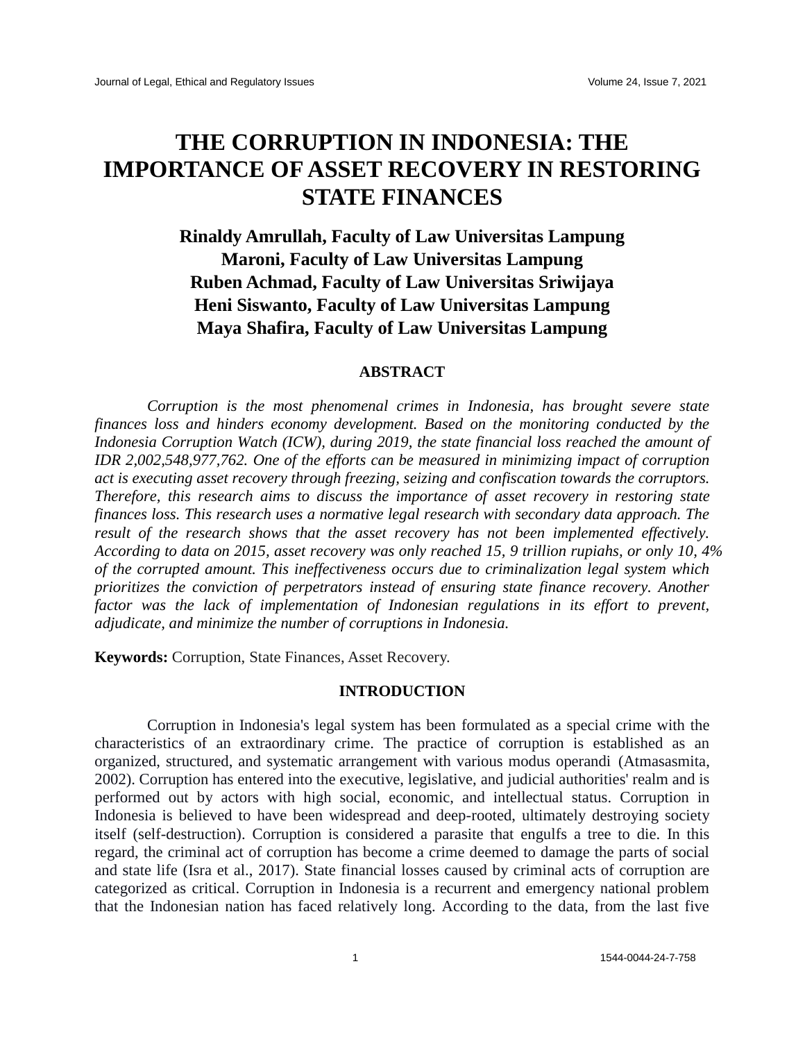# THE CORRUPTION IN INDONESIA: THE IMPORTANCE OF ASSET RECOVERY IN RESTORING STATE FINANCES

**Rinaldy Amrullah, Faculty of Law Universitas Lampung**
**Maroni, Faculty of Law Universitas Lampung**
**Ruben Achmad, Faculty of Law Universitas Sriwijaya**
**Heni Siswanto, Faculty of Law Universitas Lampung**
**Maya Shafira, Faculty of Law Universitas Lampung**

## ABSTRACT

*Corruption is the most phenomenal crimes in Indonesia, has brought severe state finances loss and hinders economy development. Based on the monitoring conducted by the Indonesia Corruption Watch (ICW), during 2019, the state financial loss reached the amount of IDR 2,002,548,977,762. One of the efforts can be measured in minimizing impact of corruption act is executing asset recovery through freezing, seizing and confiscation towards the corruptors. Therefore, this research aims to discuss the importance of asset recovery in restoring state finances loss. This research uses a normative legal research with secondary data approach. The result of the research shows that the asset recovery has not been implemented effectively. According to data on 2015, asset recovery was only reached 15, 9 trillion rupiahs, or only 10, 4% of the corrupted amount. This ineffectiveness occurs due to criminalization legal system which prioritizes the conviction of perpetrators instead of ensuring state finance recovery. Another factor was the lack of implementation of Indonesian regulations in its effort to prevent, adjudicate, and minimize the number of corruptions in Indonesia.*

**Keywords:** Corruption, State Finances, Asset Recovery.

## INTRODUCTION

Corruption in Indonesia's legal system has been formulated as a special crime with the characteristics of an extraordinary crime. The practice of corruption is established as an organized, structured, and systematic arrangement with various modus operandi (Atmasasmita, 2002). Corruption has entered into the executive, legislative, and judicial authorities' realm and is performed out by actors with high social, economic, and intellectual status. Corruption in Indonesia is believed to have been widespread and deep-rooted, ultimately destroying society itself (self-destruction). Corruption is considered a parasite that engulfs a tree to die. In this regard, the criminal act of corruption has become a crime deemed to damage the parts of social and state life (Isra et al., 2017). State financial losses caused by criminal acts of corruption are categorized as critical. Corruption in Indonesia is a recurrent and emergency national problem that the Indonesian nation has faced relatively long. According to the data, from the last five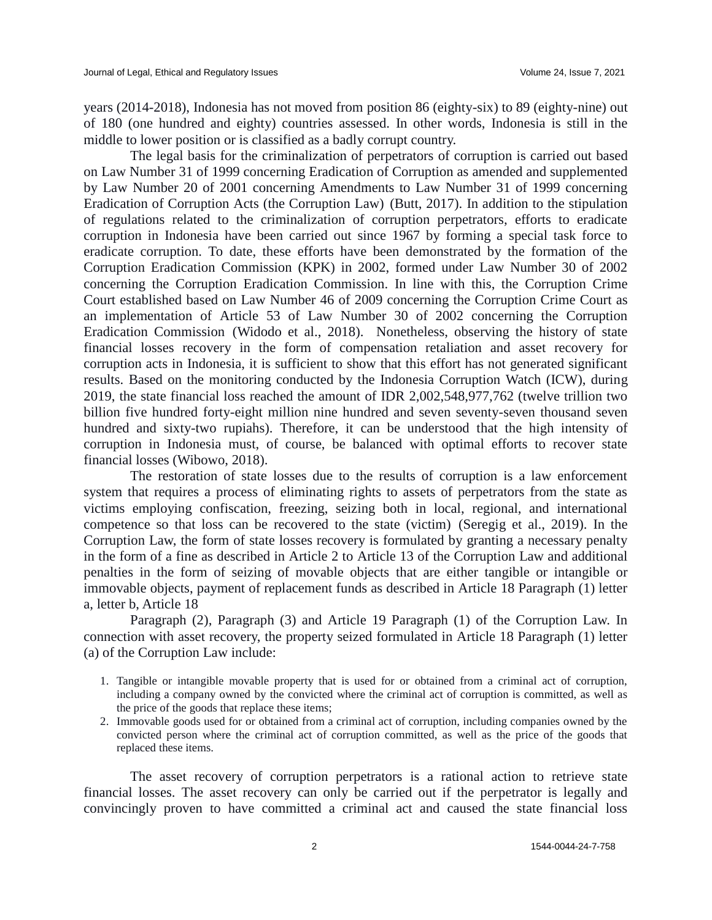years (2014-2018), Indonesia has not moved from position 86 (eighty-six) to 89 (eighty-nine) out of 180 (one hundred and eighty) countries assessed. In other words, Indonesia is still in the middle to lower position or is classified as a badly corrupt country.

The legal basis for the criminalization of perpetrators of corruption is carried out based on Law Number 31 of 1999 concerning Eradication of Corruption as amended and supplemented by Law Number 20 of 2001 concerning Amendments to Law Number 31 of 1999 concerning Eradication of Corruption Acts (the Corruption Law) (Butt, 2017). In addition to the stipulation of regulations related to the criminalization of corruption perpetrators, efforts to eradicate corruption in Indonesia have been carried out since 1967 by forming a special task force to eradicate corruption. To date, these efforts have been demonstrated by the formation of the Corruption Eradication Commission (KPK) in 2002, formed under Law Number 30 of 2002 concerning the Corruption Eradication Commission. In line with this, the Corruption Crime Court established based on Law Number 46 of 2009 concerning the Corruption Crime Court as an implementation of Article 53 of Law Number 30 of 2002 concerning the Corruption Eradication Commission (Widodo et al., 2018). Nonetheless, observing the history of state financial losses recovery in the form of compensation retaliation and asset recovery for corruption acts in Indonesia, it is sufficient to show that this effort has not generated significant results. Based on the monitoring conducted by the Indonesia Corruption Watch (ICW), during 2019, the state financial loss reached the amount of IDR 2,002,548,977,762 (twelve trillion two billion five hundred forty-eight million nine hundred and seven seventy-seven thousand seven hundred and sixty-two rupiahs). Therefore, it can be understood that the high intensity of corruption in Indonesia must, of course, be balanced with optimal efforts to recover state financial losses (Wibowo, 2018).

The restoration of state losses due to the results of corruption is a law enforcement system that requires a process of eliminating rights to assets of perpetrators from the state as victims employing confiscation, freezing, seizing both in local, regional, and international competence so that loss can be recovered to the state (victim) (Seregig et al., 2019). In the Corruption Law, the form of state losses recovery is formulated by granting a necessary penalty in the form of a fine as described in Article 2 to Article 13 of the Corruption Law and additional penalties in the form of seizing of movable objects that are either tangible or intangible or immovable objects, payment of replacement funds as described in Article 18 Paragraph (1) letter a, letter b, Article 18

Paragraph (2), Paragraph (3) and Article 19 Paragraph (1) of the Corruption Law. In connection with asset recovery, the property seized formulated in Article 18 Paragraph (1) letter (a) of the Corruption Law include:

1. Tangible or intangible movable property that is used for or obtained from a criminal act of corruption, including a company owned by the convicted where the criminal act of corruption is committed, as well as the price of the goods that replace these items;
2. Immovable goods used for or obtained from a criminal act of corruption, including companies owned by the convicted person where the criminal act of corruption committed, as well as the price of the goods that replaced these items.

The asset recovery of corruption perpetrators is a rational action to retrieve state financial losses. The asset recovery can only be carried out if the perpetrator is legally and convincingly proven to have committed a criminal act and caused the state financial loss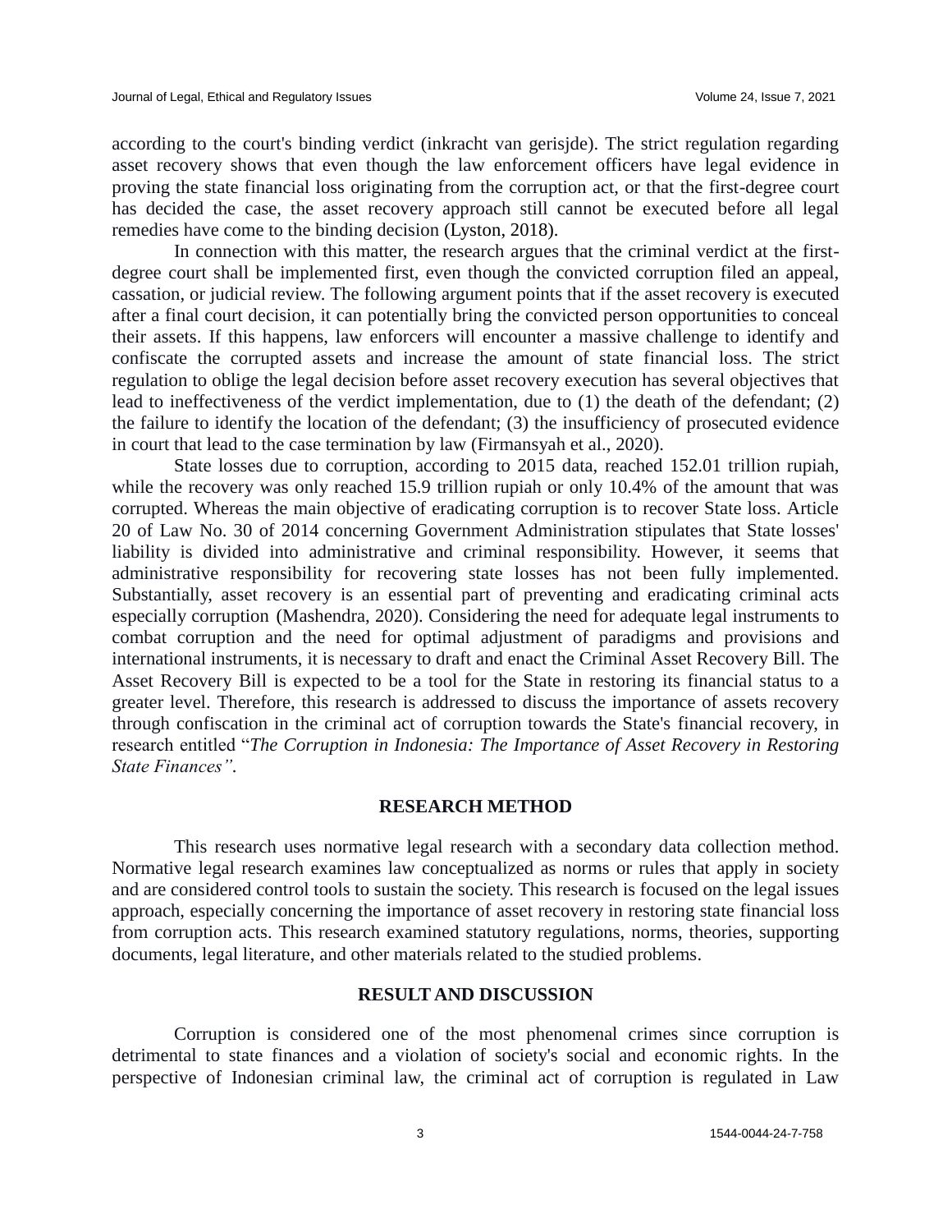according to the court's binding verdict (inkracht van gerisjde). The strict regulation regarding asset recovery shows that even though the law enforcement officers have legal evidence in proving the state financial loss originating from the corruption act, or that the first-degree court has decided the case, the asset recovery approach still cannot be executed before all legal remedies have come to the binding decision (Lyston, 2018).

In connection with this matter, the research argues that the criminal verdict at the first-degree court shall be implemented first, even though the convicted corruption filed an appeal, cassation, or judicial review. The following argument points that if the asset recovery is executed after a final court decision, it can potentially bring the convicted person opportunities to conceal their assets. If this happens, law enforcers will encounter a massive challenge to identify and confiscate the corrupted assets and increase the amount of state financial loss. The strict regulation to oblige the legal decision before asset recovery execution has several objectives that lead to ineffectiveness of the verdict implementation, due to (1) the death of the defendant; (2) the failure to identify the location of the defendant; (3) the insufficiency of prosecuted evidence in court that lead to the case termination by law (Firmansyah et al., 2020).

State losses due to corruption, according to 2015 data, reached 152.01 trillion rupiah, while the recovery was only reached 15.9 trillion rupiah or only 10.4% of the amount that was corrupted. Whereas the main objective of eradicating corruption is to recover State loss. Article 20 of Law No. 30 of 2014 concerning Government Administration stipulates that State losses' liability is divided into administrative and criminal responsibility. However, it seems that administrative responsibility for recovering state losses has not been fully implemented. Substantially, asset recovery is an essential part of preventing and eradicating criminal acts especially corruption (Mashendra, 2020). Considering the need for adequate legal instruments to combat corruption and the need for optimal adjustment of paradigms and provisions and international instruments, it is necessary to draft and enact the Criminal Asset Recovery Bill. The Asset Recovery Bill is expected to be a tool for the State in restoring its financial status to a greater level. Therefore, this research is addressed to discuss the importance of assets recovery through confiscation in the criminal act of corruption towards the State's financial recovery, in research entitled "*The Corruption in Indonesia: The Importance of Asset Recovery in Restoring State Finances"*.

## RESEARCH METHOD

This research uses normative legal research with a secondary data collection method. Normative legal research examines law conceptualized as norms or rules that apply in society and are considered control tools to sustain the society. This research is focused on the legal issues approach, especially concerning the importance of asset recovery in restoring state financial loss from corruption acts. This research examined statutory regulations, norms, theories, supporting documents, legal literature, and other materials related to the studied problems.

## RESULT AND DISCUSSION

Corruption is considered one of the most phenomenal crimes since corruption is detrimental to state finances and a violation of society's social and economic rights. In the perspective of Indonesian criminal law, the criminal act of corruption is regulated in Law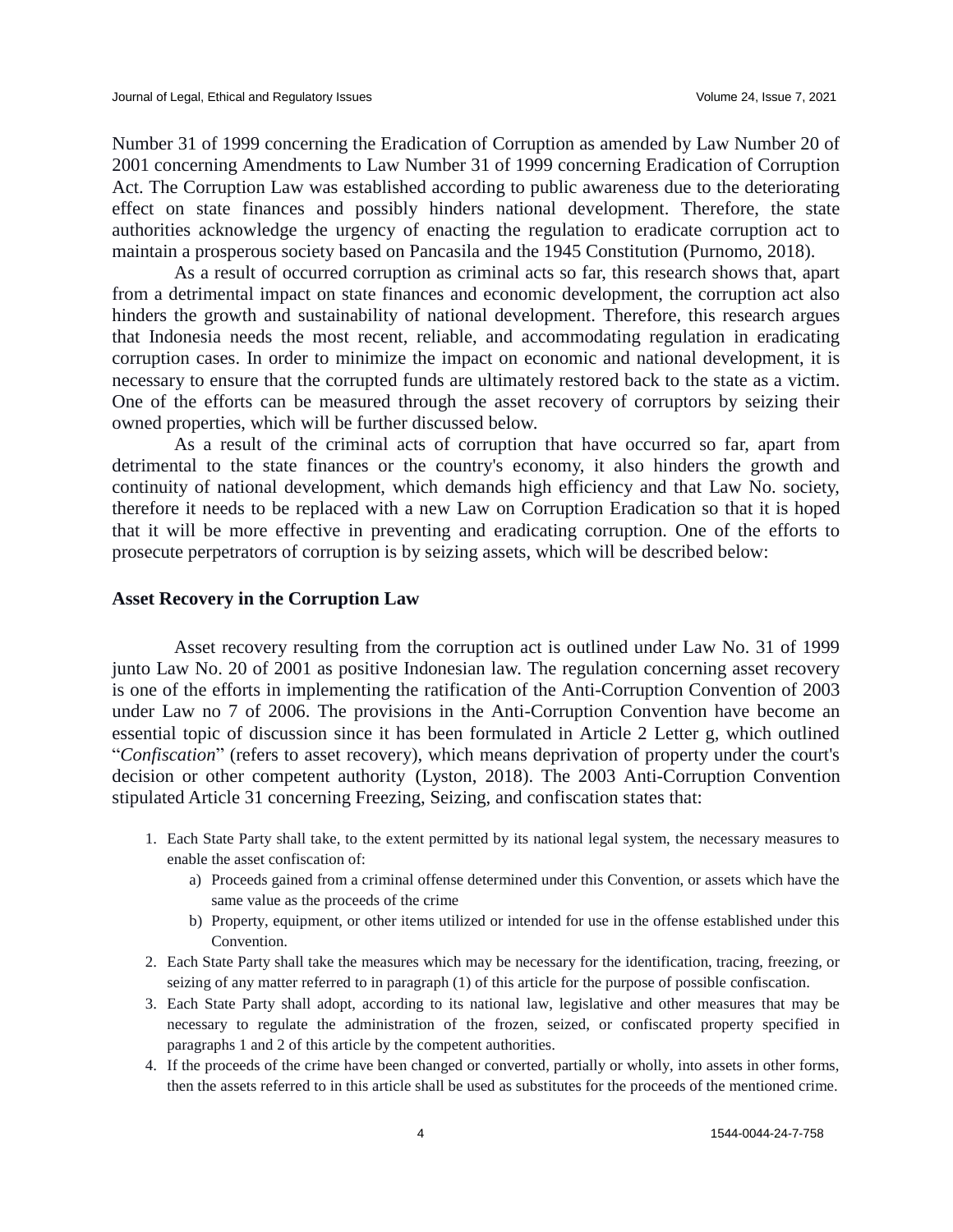Number 31 of 1999 concerning the Eradication of Corruption as amended by Law Number 20 of 2001 concerning Amendments to Law Number 31 of 1999 concerning Eradication of Corruption Act. The Corruption Law was established according to public awareness due to the deteriorating effect on state finances and possibly hinders national development. Therefore, the state authorities acknowledge the urgency of enacting the regulation to eradicate corruption act to maintain a prosperous society based on Pancasila and the 1945 Constitution (Purnomo, 2018).

As a result of occurred corruption as criminal acts so far, this research shows that, apart from a detrimental impact on state finances and economic development, the corruption act also hinders the growth and sustainability of national development. Therefore, this research argues that Indonesia needs the most recent, reliable, and accommodating regulation in eradicating corruption cases. In order to minimize the impact on economic and national development, it is necessary to ensure that the corrupted funds are ultimately restored back to the state as a victim. One of the efforts can be measured through the asset recovery of corruptors by seizing their owned properties, which will be further discussed below.

As a result of the criminal acts of corruption that have occurred so far, apart from detrimental to the state finances or the country's economy, it also hinders the growth and continuity of national development, which demands high efficiency and that Law No. society, therefore it needs to be replaced with a new Law on Corruption Eradication so that it is hoped that it will be more effective in preventing and eradicating corruption. One of the efforts to prosecute perpetrators of corruption is by seizing assets, which will be described below:

### Asset Recovery in the Corruption Law

Asset recovery resulting from the corruption act is outlined under Law No. 31 of 1999 junto Law No. 20 of 2001 as positive Indonesian law. The regulation concerning asset recovery is one of the efforts in implementing the ratification of the Anti-Corruption Convention of 2003 under Law no 7 of 2006. The provisions in the Anti-Corruption Convention have become an essential topic of discussion since it has been formulated in Article 2 Letter g, which outlined "*Confiscation*" (refers to asset recovery), which means deprivation of property under the court's decision or other competent authority (Lyston, 2018). The 2003 Anti-Corruption Convention stipulated Article 31 concerning Freezing, Seizing, and confiscation states that:

1. Each State Party shall take, to the extent permitted by its national legal system, the necessary measures to enable the asset confiscation of:
   a) Proceeds gained from a criminal offense determined under this Convention, or assets which have the same value as the proceeds of the crime
   b) Property, equipment, or other items utilized or intended for use in the offense established under this Convention.
2. Each State Party shall take the measures which may be necessary for the identification, tracing, freezing, or seizing of any matter referred to in paragraph (1) of this article for the purpose of possible confiscation.
3. Each State Party shall adopt, according to its national law, legislative and other measures that may be necessary to regulate the administration of the frozen, seized, or confiscated property specified in paragraphs 1 and 2 of this article by the competent authorities.
4. If the proceeds of the crime have been changed or converted, partially or wholly, into assets in other forms, then the assets referred to in this article shall be used as substitutes for the proceeds of the mentioned crime.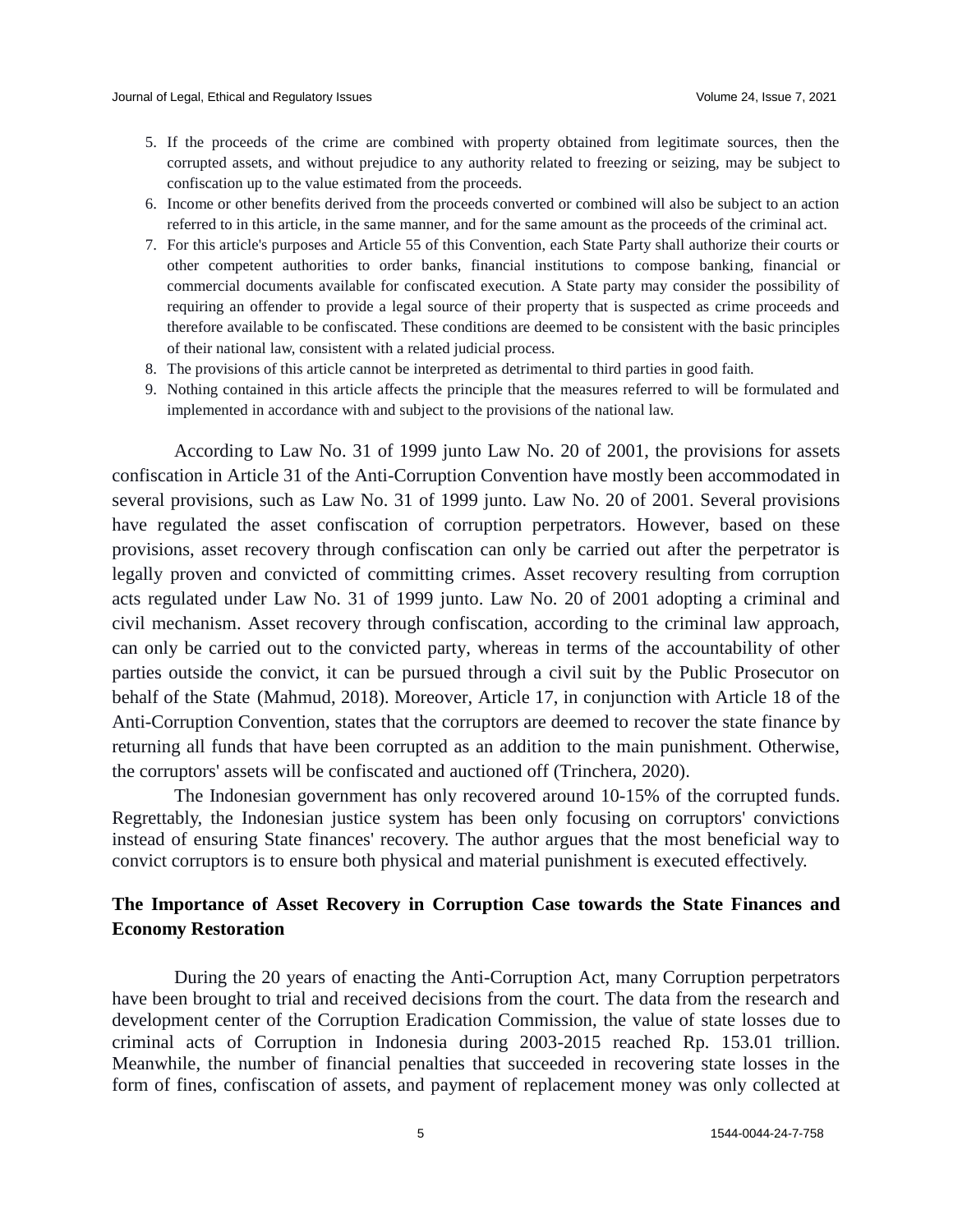5. If the proceeds of the crime are combined with property obtained from legitimate sources, then the corrupted assets, and without prejudice to any authority related to freezing or seizing, may be subject to confiscation up to the value estimated from the proceeds.
6. Income or other benefits derived from the proceeds converted or combined will also be subject to an action referred to in this article, in the same manner, and for the same amount as the proceeds of the criminal act.
7. For this article's purposes and Article 55 of this Convention, each State Party shall authorize their courts or other competent authorities to order banks, financial institutions to compose banking, financial or commercial documents available for confiscated execution. A State party may consider the possibility of requiring an offender to provide a legal source of their property that is suspected as crime proceeds and therefore available to be confiscated. These conditions are deemed to be consistent with the basic principles of their national law, consistent with a related judicial process.
8. The provisions of this article cannot be interpreted as detrimental to third parties in good faith.
9. Nothing contained in this article affects the principle that the measures referred to will be formulated and implemented in accordance with and subject to the provisions of the national law.

According to Law No. 31 of 1999 junto Law No. 20 of 2001, the provisions for assets confiscation in Article 31 of the Anti-Corruption Convention have mostly been accommodated in several provisions, such as Law No. 31 of 1999 junto. Law No. 20 of 2001. Several provisions have regulated the asset confiscation of corruption perpetrators. However, based on these provisions, asset recovery through confiscation can only be carried out after the perpetrator is legally proven and convicted of committing crimes. Asset recovery resulting from corruption acts regulated under Law No. 31 of 1999 junto. Law No. 20 of 2001 adopting a criminal and civil mechanism. Asset recovery through confiscation, according to the criminal law approach, can only be carried out to the convicted party, whereas in terms of the accountability of other parties outside the convict, it can be pursued through a civil suit by the Public Prosecutor on behalf of the State (Mahmud, 2018). Moreover, Article 17, in conjunction with Article 18 of the Anti-Corruption Convention, states that the corruptors are deemed to recover the state finance by returning all funds that have been corrupted as an addition to the main punishment. Otherwise, the corruptors' assets will be confiscated and auctioned off (Trinchera, 2020).

The Indonesian government has only recovered around 10-15% of the corrupted funds. Regrettably, the Indonesian justice system has been only focusing on corruptors' convictions instead of ensuring State finances' recovery. The author argues that the most beneficial way to convict corruptors is to ensure both physical and material punishment is executed effectively.

## The Importance of Asset Recovery in Corruption Case towards the State Finances and Economy Restoration

During the 20 years of enacting the Anti-Corruption Act, many Corruption perpetrators have been brought to trial and received decisions from the court. The data from the research and development center of the Corruption Eradication Commission, the value of state losses due to criminal acts of Corruption in Indonesia during 2003-2015 reached Rp. 153.01 trillion. Meanwhile, the number of financial penalties that succeeded in recovering state losses in the form of fines, confiscation of assets, and payment of replacement money was only collected at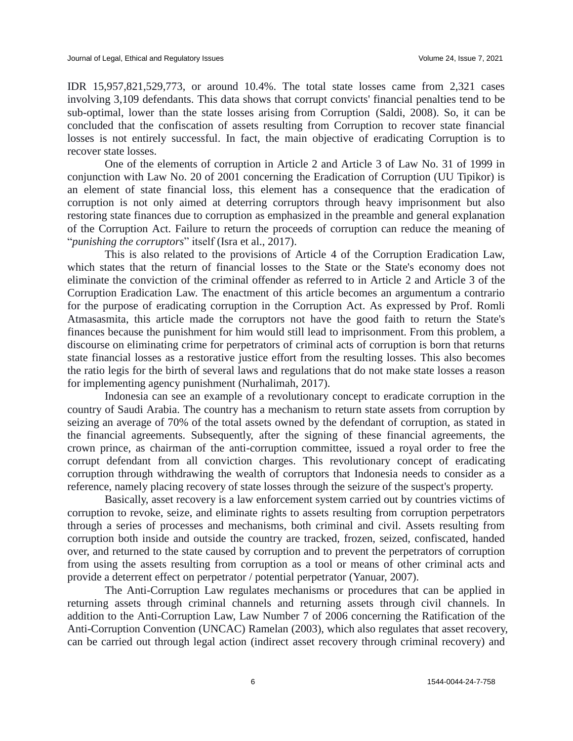IDR 15,957,821,529,773, or around 10.4%. The total state losses came from 2,321 cases involving 3,109 defendants. This data shows that corrupt convicts' financial penalties tend to be sub-optimal, lower than the state losses arising from Corruption (Saldi, 2008). So, it can be concluded that the confiscation of assets resulting from Corruption to recover state financial losses is not entirely successful. In fact, the main objective of eradicating Corruption is to recover state losses.

One of the elements of corruption in Article 2 and Article 3 of Law No. 31 of 1999 in conjunction with Law No. 20 of 2001 concerning the Eradication of Corruption (UU Tipikor) is an element of state financial loss, this element has a consequence that the eradication of corruption is not only aimed at deterring corruptors through heavy imprisonment but also restoring state finances due to corruption as emphasized in the preamble and general explanation of the Corruption Act. Failure to return the proceeds of corruption can reduce the meaning of "*punishing the corruptors*" itself (Isra et al., 2017).

This is also related to the provisions of Article 4 of the Corruption Eradication Law, which states that the return of financial losses to the State or the State's economy does not eliminate the conviction of the criminal offender as referred to in Article 2 and Article 3 of the Corruption Eradication Law. The enactment of this article becomes an argumentum a contrario for the purpose of eradicating corruption in the Corruption Act. As expressed by Prof. Romli Atmasasmita, this article made the corruptors not have the good faith to return the State's finances because the punishment for him would still lead to imprisonment. From this problem, a discourse on eliminating crime for perpetrators of criminal acts of corruption is born that returns state financial losses as a restorative justice effort from the resulting losses. This also becomes the ratio legis for the birth of several laws and regulations that do not make state losses a reason for implementing agency punishment (Nurhalimah, 2017).

Indonesia can see an example of a revolutionary concept to eradicate corruption in the country of Saudi Arabia. The country has a mechanism to return state assets from corruption by seizing an average of 70% of the total assets owned by the defendant of corruption, as stated in the financial agreements. Subsequently, after the signing of these financial agreements, the crown prince, as chairman of the anti-corruption committee, issued a royal order to free the corrupt defendant from all conviction charges. This revolutionary concept of eradicating corruption through withdrawing the wealth of corruptors that Indonesia needs to consider as a reference, namely placing recovery of state losses through the seizure of the suspect's property.

Basically, asset recovery is a law enforcement system carried out by countries victims of corruption to revoke, seize, and eliminate rights to assets resulting from corruption perpetrators through a series of processes and mechanisms, both criminal and civil. Assets resulting from corruption both inside and outside the country are tracked, frozen, seized, confiscated, handed over, and returned to the state caused by corruption and to prevent the perpetrators of corruption from using the assets resulting from corruption as a tool or means of other criminal acts and provide a deterrent effect on perpetrator / potential perpetrator (Yanuar, 2007).

The Anti-Corruption Law regulates mechanisms or procedures that can be applied in returning assets through criminal channels and returning assets through civil channels. In addition to the Anti-Corruption Law, Law Number 7 of 2006 concerning the Ratification of the Anti-Corruption Convention (UNCAC) Ramelan (2003), which also regulates that asset recovery, can be carried out through legal action (indirect asset recovery through criminal recovery) and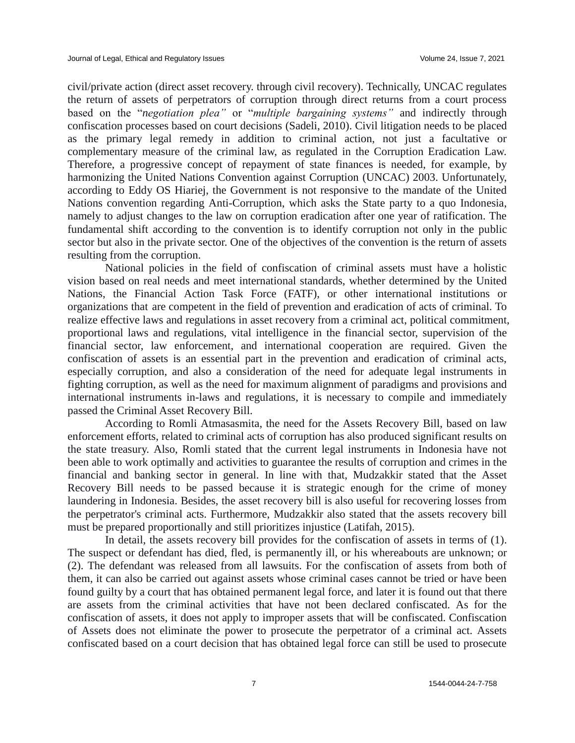civil/private action (direct asset recovery. through civil recovery). Technically, UNCAC regulates the return of assets of perpetrators of corruption through direct returns from a court process based on the "*negotiation plea"* or "*multiple bargaining systems"* and indirectly through confiscation processes based on court decisions (Sadeli, 2010). Civil litigation needs to be placed as the primary legal remedy in addition to criminal action, not just a facultative or complementary measure of the criminal law, as regulated in the Corruption Eradication Law. Therefore, a progressive concept of repayment of state finances is needed, for example, by harmonizing the United Nations Convention against Corruption (UNCAC) 2003. Unfortunately, according to Eddy OS Hiariej, the Government is not responsive to the mandate of the United Nations convention regarding Anti-Corruption, which asks the State party to a quo Indonesia, namely to adjust changes to the law on corruption eradication after one year of ratification. The fundamental shift according to the convention is to identify corruption not only in the public sector but also in the private sector. One of the objectives of the convention is the return of assets resulting from the corruption.

National policies in the field of confiscation of criminal assets must have a holistic vision based on real needs and meet international standards, whether determined by the United Nations, the Financial Action Task Force (FATF), or other international institutions or organizations that are competent in the field of prevention and eradication of acts of criminal. To realize effective laws and regulations in asset recovery from a criminal act, political commitment, proportional laws and regulations, vital intelligence in the financial sector, supervision of the financial sector, law enforcement, and international cooperation are required. Given the confiscation of assets is an essential part in the prevention and eradication of criminal acts, especially corruption, and also a consideration of the need for adequate legal instruments in fighting corruption, as well as the need for maximum alignment of paradigms and provisions and international instruments in-laws and regulations, it is necessary to compile and immediately passed the Criminal Asset Recovery Bill.

According to Romli Atmasasmita, the need for the Assets Recovery Bill, based on law enforcement efforts, related to criminal acts of corruption has also produced significant results on the state treasury. Also, Romli stated that the current legal instruments in Indonesia have not been able to work optimally and activities to guarantee the results of corruption and crimes in the financial and banking sector in general. In line with that, Mudzakkir stated that the Asset Recovery Bill needs to be passed because it is strategic enough for the crime of money laundering in Indonesia. Besides, the asset recovery bill is also useful for recovering losses from the perpetrator's criminal acts. Furthermore, Mudzakkir also stated that the assets recovery bill must be prepared proportionally and still prioritizes injustice (Latifah, 2015).

In detail, the assets recovery bill provides for the confiscation of assets in terms of (1). The suspect or defendant has died, fled, is permanently ill, or his whereabouts are unknown; or (2). The defendant was released from all lawsuits. For the confiscation of assets from both of them, it can also be carried out against assets whose criminal cases cannot be tried or have been found guilty by a court that has obtained permanent legal force, and later it is found out that there are assets from the criminal activities that have not been declared confiscated. As for the confiscation of assets, it does not apply to improper assets that will be confiscated. Confiscation of Assets does not eliminate the power to prosecute the perpetrator of a criminal act. Assets confiscated based on a court decision that has obtained legal force can still be used to prosecute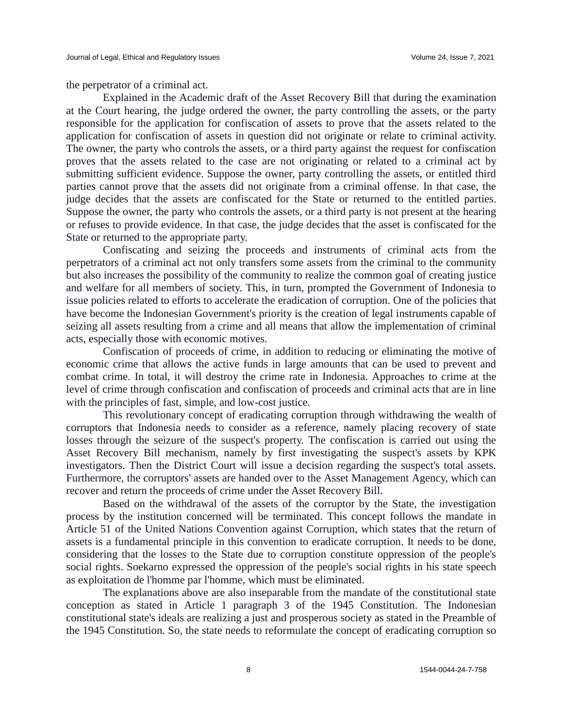the perpetrator of a criminal act.

Explained in the Academic draft of the Asset Recovery Bill that during the examination at the Court hearing, the judge ordered the owner, the party controlling the assets, or the party responsible for the application for confiscation of assets to prove that the assets related to the application for confiscation of assets in question did not originate or relate to criminal activity. The owner, the party who controls the assets, or a third party against the request for confiscation proves that the assets related to the case are not originating or related to a criminal act by submitting sufficient evidence. Suppose the owner, party controlling the assets, or entitled third parties cannot prove that the assets did not originate from a criminal offense. In that case, the judge decides that the assets are confiscated for the State or returned to the entitled parties. Suppose the owner, the party who controls the assets, or a third party is not present at the hearing or refuses to provide evidence. In that case, the judge decides that the asset is confiscated for the State or returned to the appropriate party.

Confiscating and seizing the proceeds and instruments of criminal acts from the perpetrators of a criminal act not only transfers some assets from the criminal to the community but also increases the possibility of the community to realize the common goal of creating justice and welfare for all members of society. This, in turn, prompted the Government of Indonesia to issue policies related to efforts to accelerate the eradication of corruption. One of the policies that have become the Indonesian Government's priority is the creation of legal instruments capable of seizing all assets resulting from a crime and all means that allow the implementation of criminal acts, especially those with economic motives.

Confiscation of proceeds of crime, in addition to reducing or eliminating the motive of economic crime that allows the active funds in large amounts that can be used to prevent and combat crime. In total, it will destroy the crime rate in Indonesia. Approaches to crime at the level of crime through confiscation and confiscation of proceeds and criminal acts that are in line with the principles of fast, simple, and low-cost justice.

This revolutionary concept of eradicating corruption through withdrawing the wealth of corruptors that Indonesia needs to consider as a reference, namely placing recovery of state losses through the seizure of the suspect's property. The confiscation is carried out using the Asset Recovery Bill mechanism, namely by first investigating the suspect's assets by KPK investigators. Then the District Court will issue a decision regarding the suspect's total assets. Furthermore, the corruptors' assets are handed over to the Asset Management Agency, which can recover and return the proceeds of crime under the Asset Recovery Bill.

Based on the withdrawal of the assets of the corruptor by the State, the investigation process by the institution concerned will be terminated. This concept follows the mandate in Article 51 of the United Nations Convention against Corruption, which states that the return of assets is a fundamental principle in this convention to eradicate corruption. It needs to be done, considering that the losses to the State due to corruption constitute oppression of the people's social rights. Soekarno expressed the oppression of the people's social rights in his state speech as exploitation de l'homme par l'homme, which must be eliminated.

The explanations above are also inseparable from the mandate of the constitutional state conception as stated in Article 1 paragraph 3 of the 1945 Constitution. The Indonesian constitutional state's ideals are realizing a just and prosperous society as stated in the Preamble of the 1945 Constitution. So, the state needs to reformulate the concept of eradicating corruption so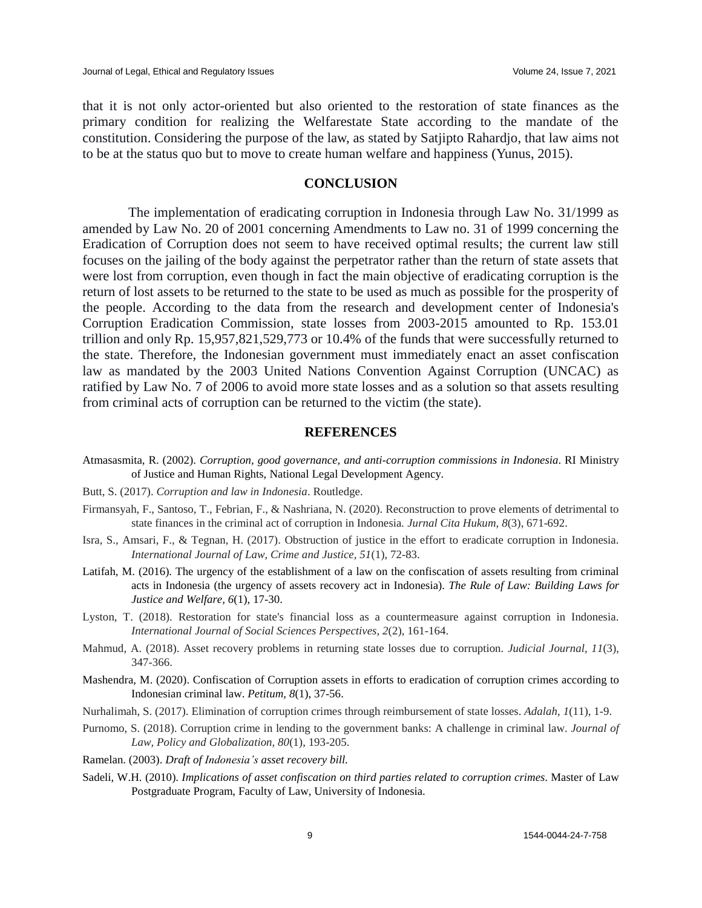that it is not only actor-oriented but also oriented to the restoration of state finances as the primary condition for realizing the Welfarestate State according to the mandate of the constitution. Considering the purpose of the law, as stated by Satjipto Rahardjo, that law aims not to be at the status quo but to move to create human welfare and happiness (Yunus, 2015).

## CONCLUSION

The implementation of eradicating corruption in Indonesia through Law No. 31/1999 as amended by Law No. 20 of 2001 concerning Amendments to Law no. 31 of 1999 concerning the Eradication of Corruption does not seem to have received optimal results; the current law still focuses on the jailing of the body against the perpetrator rather than the return of state assets that were lost from corruption, even though in fact the main objective of eradicating corruption is the return of lost assets to be returned to the state to be used as much as possible for the prosperity of the people. According to the data from the research and development center of Indonesia's Corruption Eradication Commission, state losses from 2003-2015 amounted to Rp. 153.01 trillion and only Rp. 15,957,821,529,773 or 10.4% of the funds that were successfully returned to the state. Therefore, the Indonesian government must immediately enact an asset confiscation law as mandated by the 2003 United Nations Convention Against Corruption (UNCAC) as ratified by Law No. 7 of 2006 to avoid more state losses and as a solution so that assets resulting from criminal acts of corruption can be returned to the victim (the state).

## REFERENCES

Atmasasmita, R. (2002). *Corruption, good governance, and anti-corruption commissions in Indonesia*. RI Ministry of Justice and Human Rights, National Legal Development Agency.

Butt, S. (2017). *Corruption and law in Indonesia*. Routledge.

Firmansyah, F., Santoso, T., Febrian, F., & Nashriana, N. (2020). Reconstruction to prove elements of detrimental to state finances in the criminal act of corruption in Indonesia. *Jurnal Cita Hukum, 8*(3), 671-692.

Isra, S., Amsari, F., & Tegnan, H. (2017). Obstruction of justice in the effort to eradicate corruption in Indonesia. *International Journal of Law, Crime and Justice, 51*(1), 72-83.

Latifah, M. (2016). The urgency of the establishment of a law on the confiscation of assets resulting from criminal acts in Indonesia (the urgency of assets recovery act in Indonesia). *The Rule of Law: Building Laws for Justice and Welfare, 6*(1), 17-30.

Lyston, T. (2018). Restoration for state's financial loss as a countermeasure against corruption in Indonesia. *International Journal of Social Sciences Perspectives, 2*(2), 161-164.

Mahmud, A. (2018). Asset recovery problems in returning state losses due to corruption. *Judicial Journal, 11*(3), 347-366.

Mashendra, M. (2020). Confiscation of Corruption assets in efforts to eradication of corruption crimes according to Indonesian criminal law. *Petitum, 8*(1), 37-56.

Nurhalimah, S. (2017). Elimination of corruption crimes through reimbursement of state losses. *Adalah, 1*(11), 1-9.

Purnomo, S. (2018). Corruption crime in lending to the government banks: A challenge in criminal law. *Journal of Law, Policy and Globalization, 80*(1), 193-205.

Ramelan. (2003). *Draft of Indonesia's asset recovery bill.*

Sadeli, W.H. (2010). *Implications of asset confiscation on third parties related to corruption crimes*. Master of Law Postgraduate Program, Faculty of Law, University of Indonesia.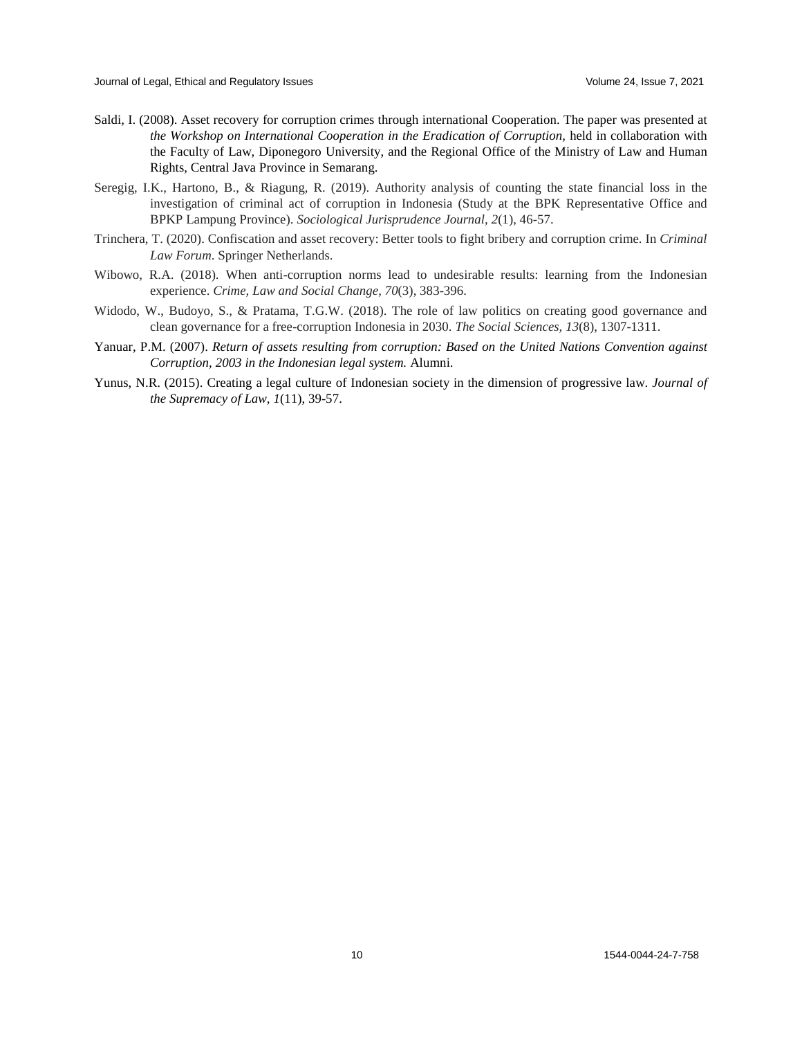Saldi, I. (2008). Asset recovery for corruption crimes through international Cooperation. The paper was presented at *the Workshop on International Cooperation in the Eradication of Corruption,* held in collaboration with the Faculty of Law, Diponegoro University, and the Regional Office of the Ministry of Law and Human Rights, Central Java Province in Semarang.

Seregig, I.K., Hartono, B., & Riagung, R. (2019). Authority analysis of counting the state financial loss in the investigation of criminal act of corruption in Indonesia (Study at the BPK Representative Office and BPKP Lampung Province). *Sociological Jurisprudence Journal, 2*(1), 46-57.

Trinchera, T. (2020). Confiscation and asset recovery: Better tools to fight bribery and corruption crime. In *Criminal Law Forum*. Springer Netherlands.

Wibowo, R.A. (2018). When anti-corruption norms lead to undesirable results: learning from the Indonesian experience. *Crime, Law and Social Change, 70*(3), 383-396.

Widodo, W., Budoyo, S., & Pratama, T.G.W. (2018). The role of law politics on creating good governance and clean governance for a free-corruption Indonesia in 2030. *The Social Sciences, 13*(8), 1307-1311.

Yanuar, P.M. (2007). *Return of assets resulting from corruption: Based on the United Nations Convention against Corruption, 2003 in the Indonesian legal system.* Alumni.

Yunus, N.R. (2015). Creating a legal culture of Indonesian society in the dimension of progressive law. *Journal of the Supremacy of Law, 1*(11), 39-57.